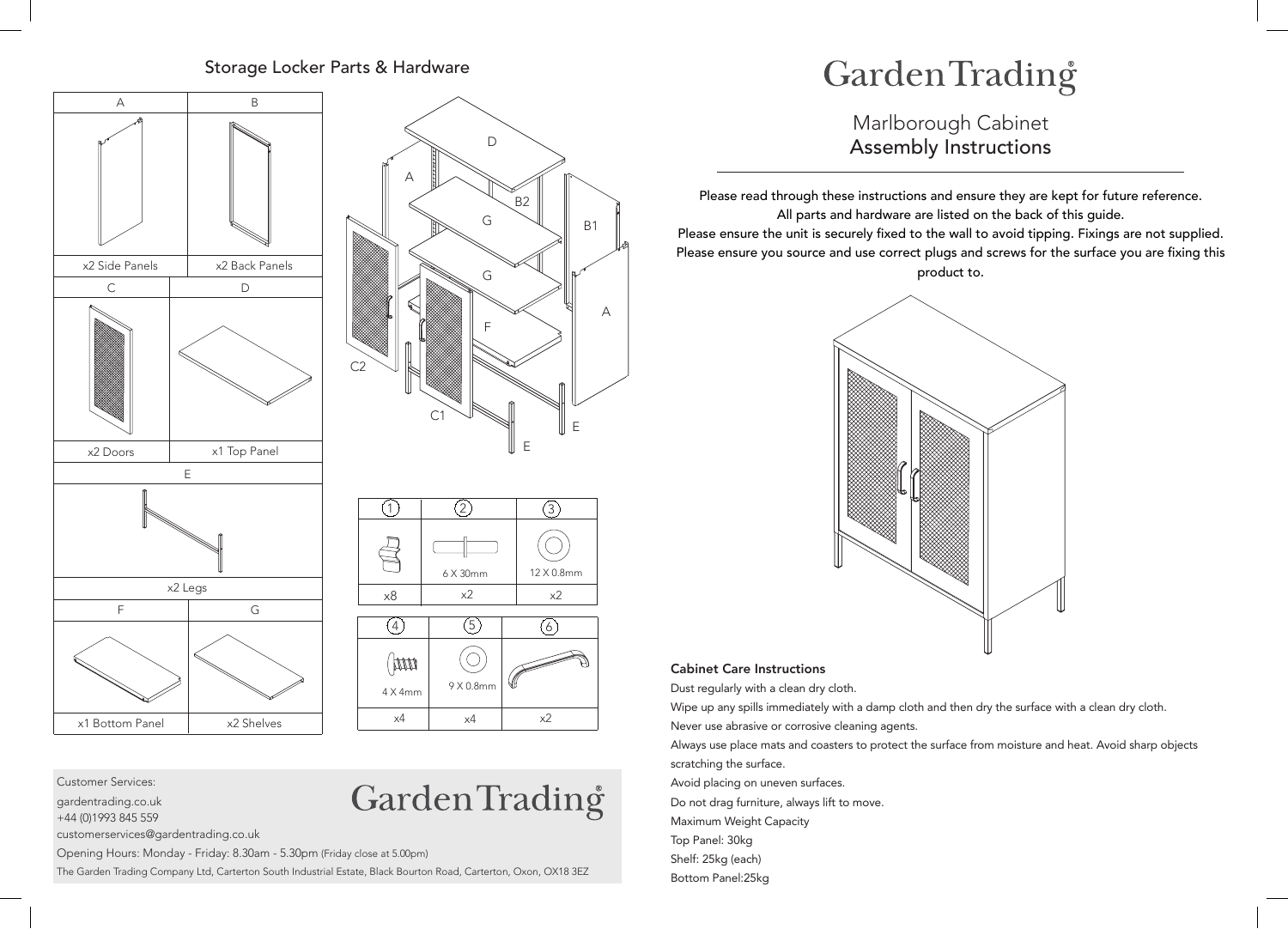## Storage Locker Parts & Hardware

| A | B |
|---|---|
| x2 Side Panels | x2 Back Panels |

| C | D |
|---|---|
| x2 Doors | x1 Top Panel |

| E |
|---|
| x2 Legs |

| F | G |
|---|---|
| x1 Bottom Panel | x2 Shelves |

| 1 | 2 | 3 |
|---|---|---|
| | 6 X 30mm | 12 X 0.8mm |
| x8 | x2 | x2 |

| 4 | 5 | 6 |
|---|---|---|
| 4 X 4mm | 9 X 0.8mm | |
| x4 | x4 | x2 |

A, B2, D, G, G, B1, A, F, C2, C1, E, E

Customer Services:

gardentrading.co.uk
+44 (0)1993 845 559
customerservices@gardentrading.co.uk

Opening Hours: Monday - Friday: 8.30am - 5.30pm (Friday close at 5.00pm)

The Garden Trading Company Ltd, Carterton South Industrial Estate, Black Bourton Road, Carterton, Oxon, OX18 3EZ

Garden Trading®

# Garden Trading®

## Marlborough Cabinet
## Assembly Instructions

Please read through these instructions and ensure they are kept for future reference.
All parts and hardware are listed on the back of this guide.
Please ensure the unit is securely fixed to the wall to avoid tipping. Fixings are not supplied.
Please ensure you source and use correct plugs and screws for the surface you are fixing this product to.

### Cabinet Care Instructions

Dust regularly with a clean dry cloth.

Wipe up any spills immediately with a damp cloth and then dry the surface with a clean dry cloth.

Never use abrasive or corrosive cleaning agents.

Always use place mats and coasters to protect the surface from moisture and heat. Avoid sharp objects scratching the surface.

Avoid placing on uneven surfaces.

Do not drag furniture, always lift to move.

Maximum Weight Capacity

Top Panel: 30kg

Shelf: 25kg (each)

Bottom Panel:25kg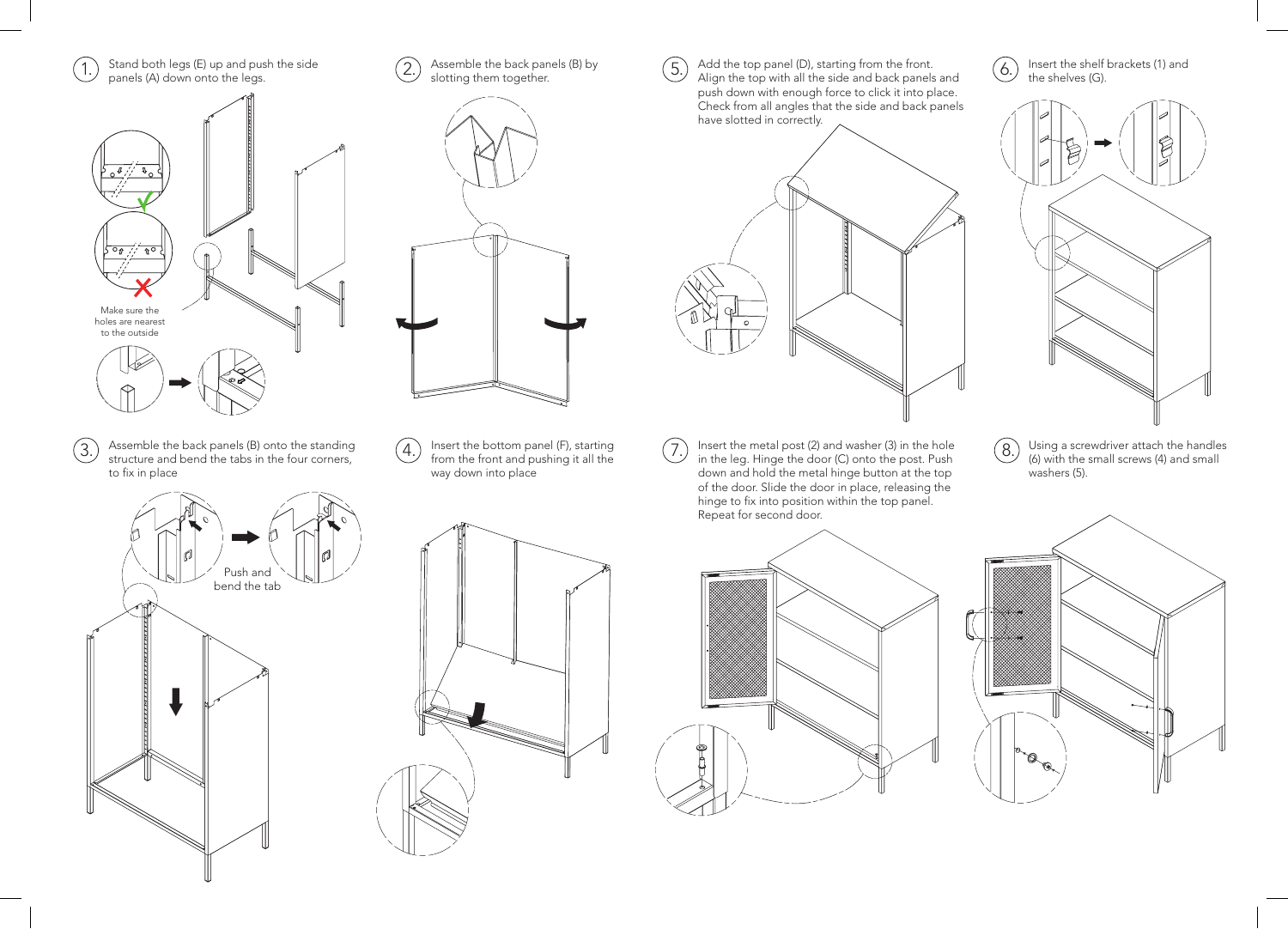1. Stand both legs (E) up and push the side panels (A) down onto the legs.

Make sure the holes are nearest to the outside

2. Assemble the back panels (B) by slotting them together.

3. Assemble the back panels (B) onto the standing structure and bend the tabs in the four corners, to fix in place

Push and bend the tab

4. Insert the bottom panel (F), starting from the front and pushing it all the way down into place

5. Add the top panel (D), starting from the front. Align the top with all the side and back panels and push down with enough force to click it into place. Check from all angles that the side and back panels have slotted in correctly.

6. Insert the shelf brackets (1) and the shelves (G).

7. Insert the metal post (2) and washer (3) in the hole in the leg. Hinge the door (C) onto the post. Push down and hold the metal hinge button at the top of the door. Slide the door in place, releasing the hinge to fix into position within the top panel. Repeat for second door.

8. Using a screwdriver attach the handles (6) with the small screws (4) and small washers (5).